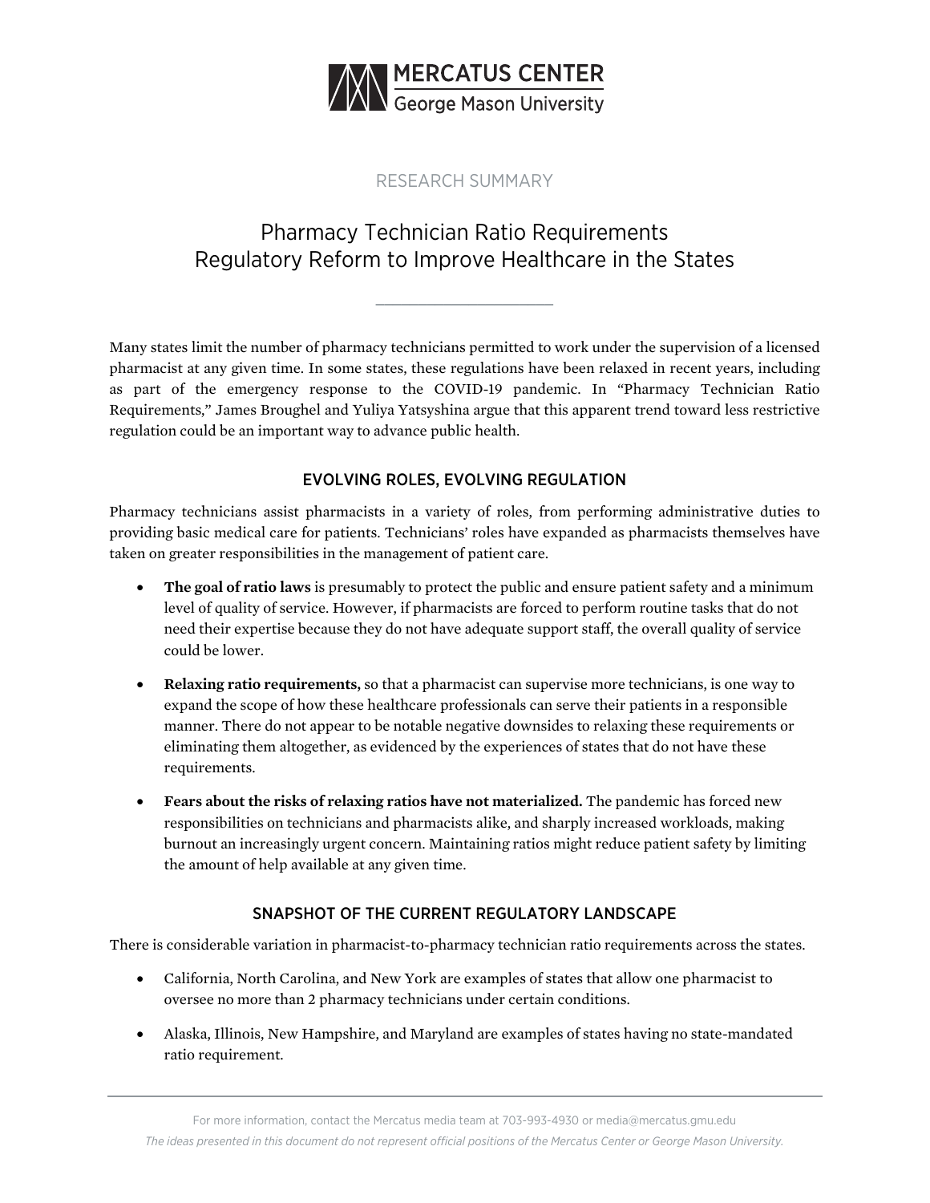MERCATUS CENTER
George Mason University

RESEARCH SUMMARY

# Pharmacy Technician Ratio Requirements
## Regulatory Reform to Improve Healthcare in the States

Many states limit the number of pharmacy technicians permitted to work under the supervision of a licensed pharmacist at any given time. In some states, these regulations have been relaxed in recent years, including as part of the emergency response to the COVID-19 pandemic. In "Pharmacy Technician Ratio Requirements," James Broughel and Yuliya Yatsyshina argue that this apparent trend toward less restrictive regulation could be an important way to advance public health.

### EVOLVING ROLES, EVOLVING REGULATION

Pharmacy technicians assist pharmacists in a variety of roles, from performing administrative duties to providing basic medical care for patients. Technicians' roles have expanded as pharmacists themselves have taken on greater responsibilities in the management of patient care.

- **The goal of ratio laws** is presumably to protect the public and ensure patient safety and a minimum level of quality of service. However, if pharmacists are forced to perform routine tasks that do not need their expertise because they do not have adequate support staff, the overall quality of service could be lower.
- **Relaxing ratio requirements,** so that a pharmacist can supervise more technicians, is one way to expand the scope of how these healthcare professionals can serve their patients in a responsible manner. There do not appear to be notable negative downsides to relaxing these requirements or eliminating them altogether, as evidenced by the experiences of states that do not have these requirements.
- **Fears about the risks of relaxing ratios have not materialized.** The pandemic has forced new responsibilities on technicians and pharmacists alike, and sharply increased workloads, making burnout an increasingly urgent concern. Maintaining ratios might reduce patient safety by limiting the amount of help available at any given time.

### SNAPSHOT OF THE CURRENT REGULATORY LANDSCAPE

There is considerable variation in pharmacist-to-pharmacy technician ratio requirements across the states.

- California, North Carolina, and New York are examples of states that allow one pharmacist to oversee no more than 2 pharmacy technicians under certain conditions.
- Alaska, Illinois, New Hampshire, and Maryland are examples of states having no state-mandated ratio requirement.

For more information, contact the Mercatus media team at 703-993-4930 or media@mercatus.gmu.edu

*The ideas presented in this document do not represent official positions of the Mercatus Center or George Mason University.*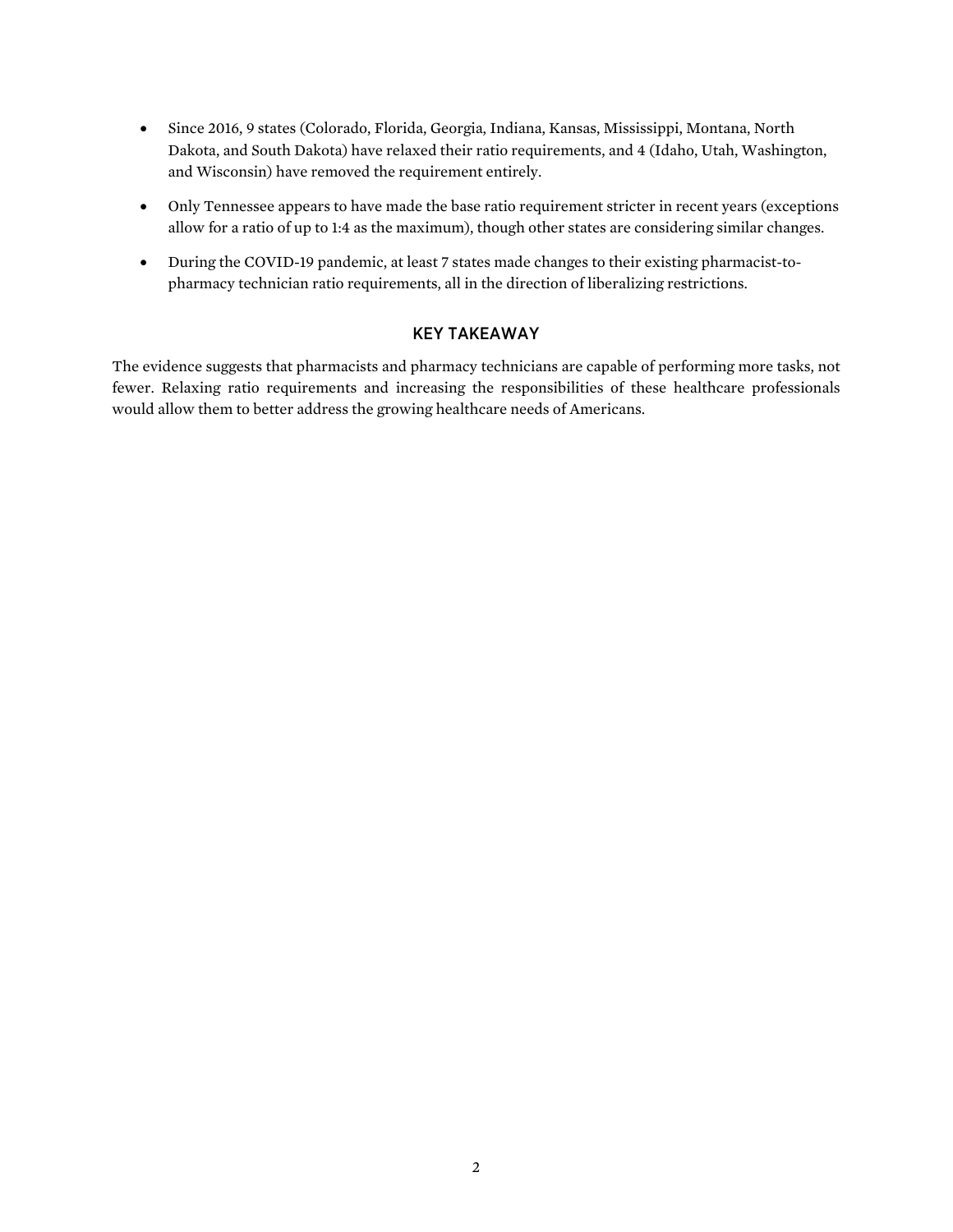- Since 2016, 9 states (Colorado, Florida, Georgia, Indiana, Kansas, Mississippi, Montana, North Dakota, and South Dakota) have relaxed their ratio requirements, and 4 (Idaho, Utah, Washington, and Wisconsin) have removed the requirement entirely.
- Only Tennessee appears to have made the base ratio requirement stricter in recent years (exceptions allow for a ratio of up to 1:4 as the maximum), though other states are considering similar changes.
- During the COVID-19 pandemic, at least 7 states made changes to their existing pharmacist-to-pharmacy technician ratio requirements, all in the direction of liberalizing restrictions.

## KEY TAKEAWAY

The evidence suggests that pharmacists and pharmacy technicians are capable of performing more tasks, not fewer. Relaxing ratio requirements and increasing the responsibilities of these healthcare professionals would allow them to better address the growing healthcare needs of Americans.